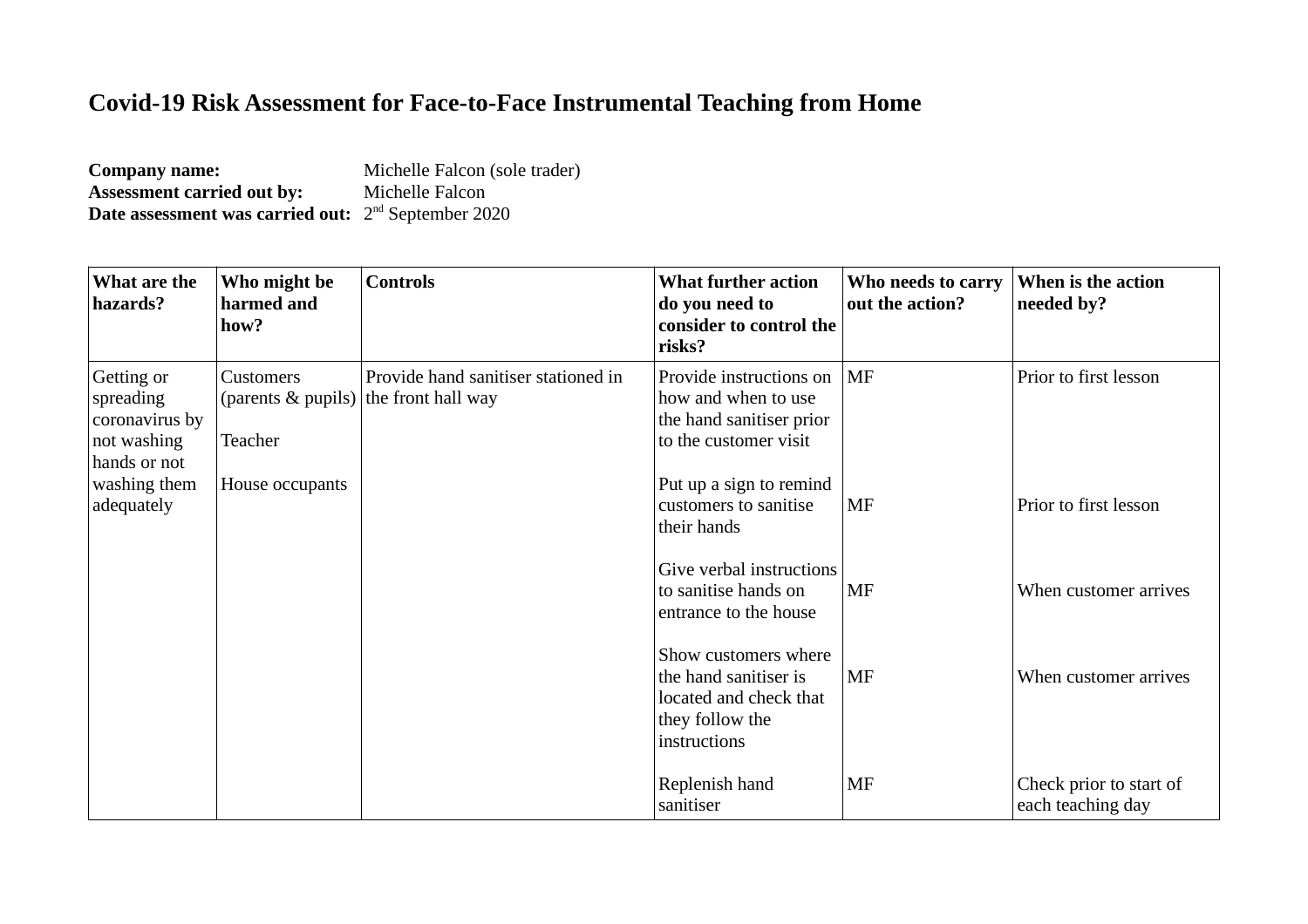# Covid-19 Risk Assessment for Face-to-Face Instrumental Teaching from Home

**Company name:** Michelle Falcon (sole trader)
**Assessment carried out by:** Michelle Falcon
**Date assessment was carried out:** 2nd September 2020

| What are the hazards? | Who might be harmed and how? | Controls | What further action do you need to consider to control the risks? | Who needs to carry out the action? | When is the action needed by? |
|---|---|---|---|---|---|
| Getting or spreading coronavirus by not washing hands or not washing them adequately | Customers (parents & pupils)<br><br>Teacher<br><br>House occupants | Provide hand sanitiser stationed in the front hall way | Provide instructions on how and when to use the hand sanitiser prior to the customer visit | MF | Prior to first lesson |
| | | | Put up a sign to remind customers to sanitise their hands | MF | Prior to first lesson |
| | | | Give verbal instructions to sanitise hands on entrance to the house | MF | When customer arrives |
| | | | Show customers where the hand sanitiser is located and check that they follow the instructions | MF | When customer arrives |
| | | | Replenish hand sanitiser | MF | Check prior to start of each teaching day |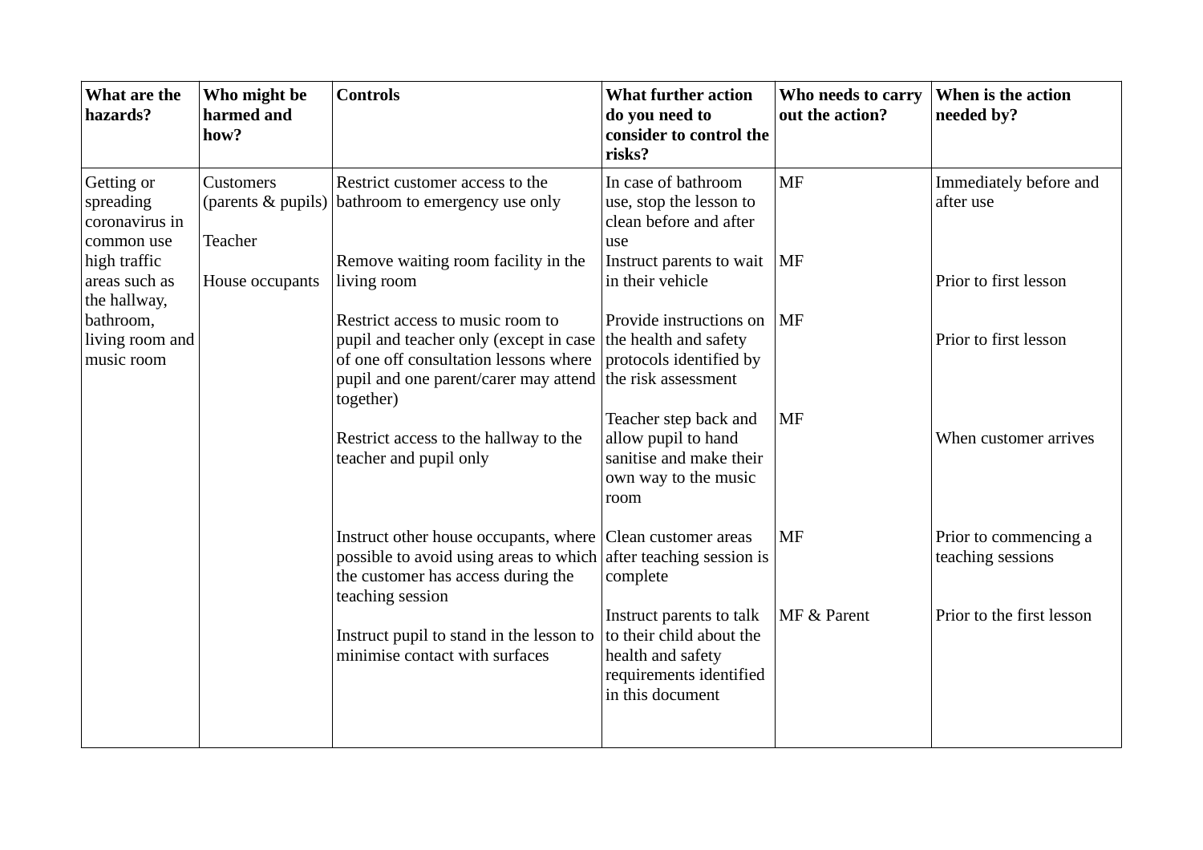| What are the hazards? | Who might be harmed and how? | Controls | What further action do you need to consider to control the risks? | Who needs to carry out the action? | When is the action needed by? |
|---|---|---|---|---|---|
| Getting or spreading coronavirus in common use high traffic areas such as the hallway, bathroom, living room and music room | Customers (parents & pupils)<br><br>Teacher<br><br>House occupants | Restrict customer access to the bathroom to emergency use only | In case of bathroom use, stop the lesson to clean before and after use | MF | Immediately before and after use |
| | | Remove waiting room facility in the living room | Instruct parents to wait in their vehicle | MF | Prior to first lesson |
| | | Restrict access to music room to pupil and teacher only (except in case of one off consultation lessons where pupil and one parent/carer may attend together) | Provide instructions on the health and safety protocols identified by the risk assessment | MF | Prior to first lesson |
| | | Restrict access to the hallway to the teacher and pupil only | Teacher step back and allow pupil to hand sanitise and make their own way to the music room | MF | When customer arrives |
| | | Instruct other house occupants, where possible to avoid using areas to which the customer has access during the teaching session | Clean customer areas after teaching session is complete | MF | Prior to commencing a teaching sessions |
| | | Instruct pupil to stand in the lesson to minimise contact with surfaces | Instruct parents to talk to their child about the health and safety requirements identified in this document | MF & Parent | Prior to the first lesson |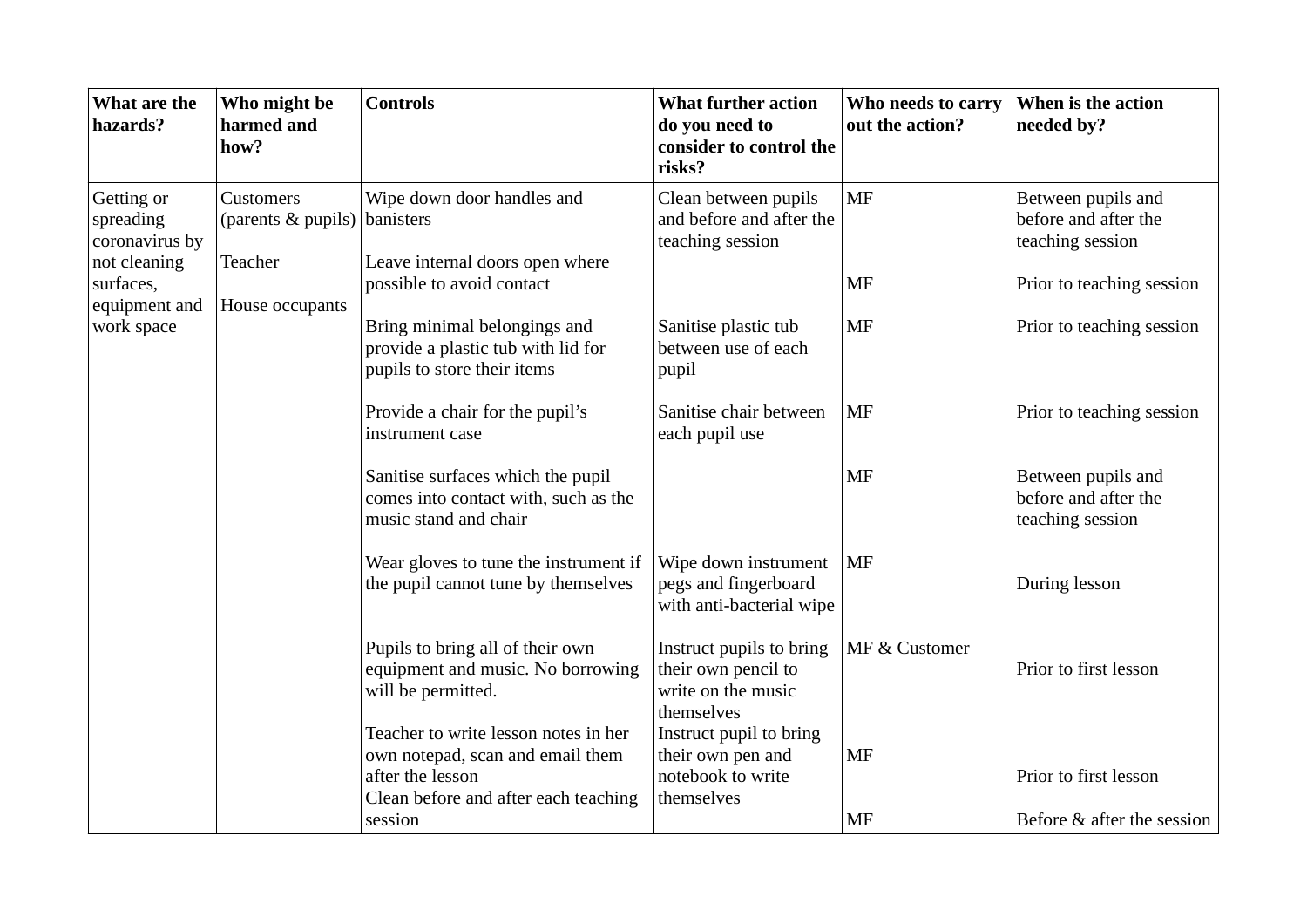| What are the hazards? | Who might be harmed and how? | Controls | What further action do you need to consider to control the risks? | Who needs to carry out the action? | When is the action needed by? |
|---|---|---|---|---|---|
| Getting or spreading coronavirus by not cleaning surfaces, equipment and work space | Customers (parents & pupils) | Wipe down door handles and banisters | Clean between pupils and before and after the teaching session | MF | Between pupils and before and after the teaching session |
| | Teacher | Leave internal doors open where possible to avoid contact | | MF | Prior to teaching session |
| | House occupants | Bring minimal belongings and provide a plastic tub with lid for pupils to store their items | Sanitise plastic tub between use of each pupil | MF | Prior to teaching session |
| | | Provide a chair for the pupil's instrument case | Sanitise chair between each pupil use | MF | Prior to teaching session |
| | | Sanitise surfaces which the pupil comes into contact with, such as the music stand and chair | | MF | Between pupils and before and after the teaching session |
| | | Wear gloves to tune the instrument if the pupil cannot tune by themselves | Wipe down instrument pegs and fingerboard with anti-bacterial wipe | MF | During lesson |
| | | Pupils to bring all of their own equipment and music. No borrowing will be permitted. | Instruct pupils to bring their own pencil to write on the music themselves | MF & Customer | Prior to first lesson |
| | | Teacher to write lesson notes in her own notepad, scan and email them after the lesson | Instruct pupil to bring their own pen and notebook to write themselves | MF | Prior to first lesson |
| | | Clean before and after each teaching session | | MF | Before & after the session |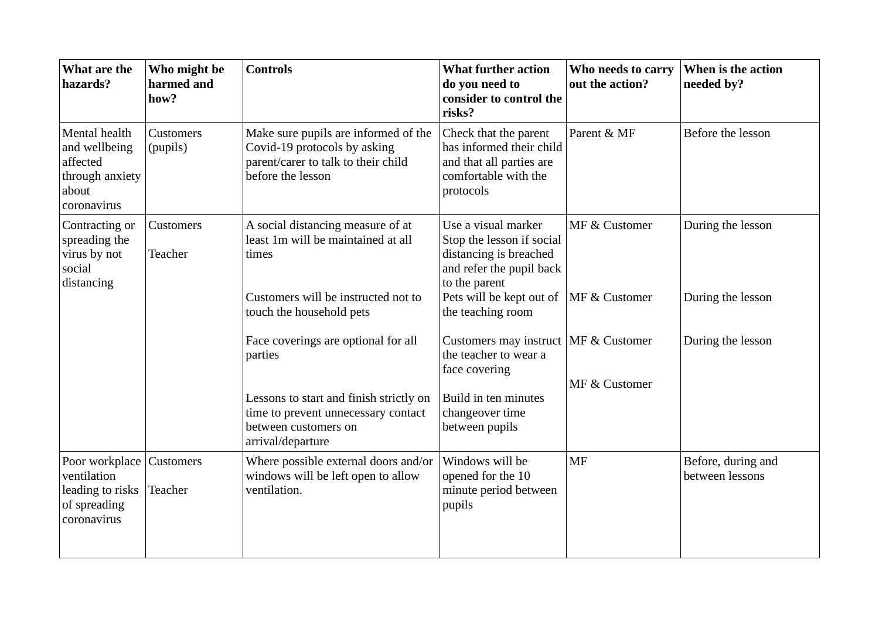| What are the hazards? | Who might be harmed and how? | Controls | What further action do you need to consider to control the risks? | Who needs to carry out the action? | When is the action needed by? |
|---|---|---|---|---|---|
| Mental health and wellbeing affected through anxiety about coronavirus | Customers (pupils) | Make sure pupils are informed of the Covid-19 protocols by asking parent/carer to talk to their child before the lesson | Check that the parent has informed their child and that all parties are comfortable with the protocols | Parent & MF | Before the lesson |
| Contracting or spreading the virus by not social distancing | Customers<br><br>Teacher | A social distancing measure of at least 1m will be maintained at all times | Use a visual marker<br>Stop the lesson if social distancing is breached and refer the pupil back to the parent | MF & Customer | During the lesson |
| | | Customers will be instructed not to touch the household pets | Pets will be kept out of the teaching room | MF & Customer | During the lesson |
| | | Face coverings are optional for all parties | Customers may instruct the teacher to wear a face covering | MF & Customer | During the lesson |
| | | Lessons to start and finish strictly on time to prevent unnecessary contact between customers on arrival/departure | Build in ten minutes changeover time between pupils | MF & Customer | |
| Poor workplace ventilation leading to risks of spreading coronavirus | Customers<br><br>Teacher | Where possible external doors and/or windows will be left open to allow ventilation. | Windows will be opened for the 10 minute period between pupils | MF | Before, during and between lessons |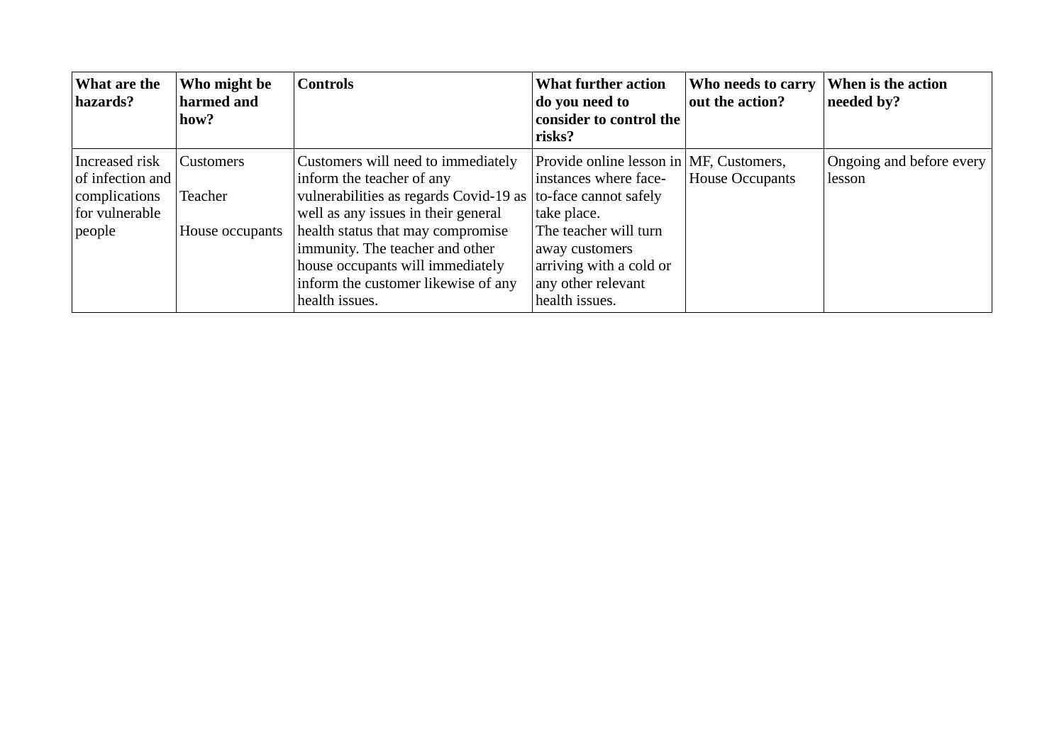| What are the hazards? | Who might be harmed and how? | Controls | What further action do you need to consider to control the risks? | Who needs to carry out the action? | When is the action needed by? |
|---|---|---|---|---|---|
| Increased risk of infection and complications for vulnerable people | Customers<br><br>Teacher<br><br>House occupants | Customers will need to immediately inform the teacher of any vulnerabilities as regards Covid-19 as well as any issues in their general health status that may compromise immunity. The teacher and other house occupants will immediately inform the customer likewise of any health issues. | Provide online lesson in instances where face-to-face cannot safely take place.<br>The teacher will turn away customers arriving with a cold or any other relevant health issues. | MF, Customers, House Occupants | Ongoing and before every lesson |